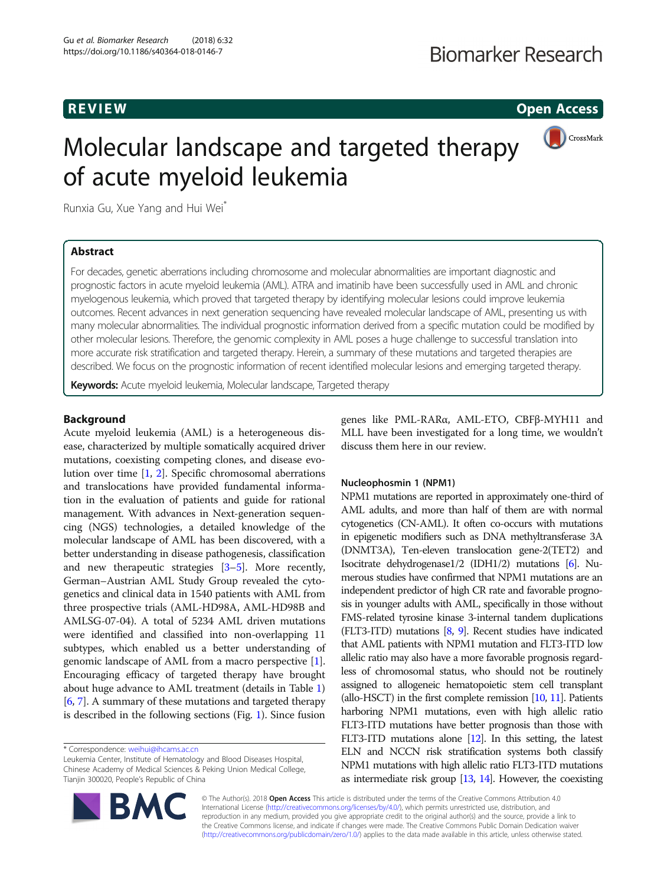REVIEW Open Access

# Molecular landscape and targeted therapy of acute myeloid leukemia

Runxia Gu, Xue Yang and Hui Wei*

## Abstract

For decades, genetic aberrations including chromosome and molecular abnormalities are important diagnostic and prognostic factors in acute myeloid leukemia (AML). ATRA and imatinib have been successfully used in AML and chronic myelogenous leukemia, which proved that targeted therapy by identifying molecular lesions could improve leukemia outcomes. Recent advances in next generation sequencing have revealed molecular landscape of AML, presenting us with many molecular abnormalities. The individual prognostic information derived from a specific mutation could be modified by other molecular lesions. Therefore, the genomic complexity in AML poses a huge challenge to successful translation into more accurate risk stratification and targeted therapy. Herein, a summary of these mutations and targeted therapies are described. We focus on the prognostic information of recent identified molecular lesions and emerging targeted therapy.

**Keywords:** Acute myeloid leukemia, Molecular landscape, Targeted therapy

## Background

Acute myeloid leukemia (AML) is a heterogeneous disease, characterized by multiple somatically acquired driver mutations, coexisting competing clones, and disease evolution over time [1, 2]. Specific chromosomal aberrations and translocations have provided fundamental information in the evaluation of patients and guide for rational management. With advances in Next-generation sequencing (NGS) technologies, a detailed knowledge of the molecular landscape of AML has been discovered, with a better understanding in disease pathogenesis, classification and new therapeutic strategies [3–5]. More recently, German–Austrian AML Study Group revealed the cytogenetics and clinical data in 1540 patients with AML from three prospective trials (AML-HD98A, AML-HD98B and AMLSG-07-04). A total of 5234 AML driven mutations were identified and classified into non-overlapping 11 subtypes, which enabled us a better understanding of genomic landscape of AML from a macro perspective [1]. Encouraging efficacy of targeted therapy have brought about huge advance to AML treatment (details in Table 1) [6, 7]. A summary of these mutations and targeted therapy is described in the following sections (Fig. 1). Since fusion genes like PML-RARα, AML-ETO, CBFβ-MYH11 and MLL have been investigated for a long time, we wouldn't discuss them here in our review.

### Nucleophosmin 1 (NPM1)

NPM1 mutations are reported in approximately one-third of AML adults, and more than half of them are with normal cytogenetics (CN-AML). It often co-occurs with mutations in epigenetic modifiers such as DNA methyltransferase 3A (DNMT3A), Ten-eleven translocation gene-2(TET2) and Isocitrate dehydrogenase1/2 (IDH1/2) mutations [6]. Numerous studies have confirmed that NPM1 mutations are an independent predictor of high CR rate and favorable prognosis in younger adults with AML, specifically in those without FMS-related tyrosine kinase 3-internal tandem duplications (FLT3-ITD) mutations [8, 9]. Recent studies have indicated that AML patients with NPM1 mutation and FLT3-ITD low allelic ratio may also have a more favorable prognosis regardless of chromosomal status, who should not be routinely assigned to allogeneic hematopoietic stem cell transplant (allo-HSCT) in the first complete remission [10, 11]. Patients harboring NPM1 mutations, even with high allelic ratio FLT3-ITD mutations have better prognosis than those with FLT3-ITD mutations alone [12]. In this setting, the latest ELN and NCCN risk stratification systems both classify NPM1 mutations with high allelic ratio FLT3-ITD mutations as intermediate risk group [13, 14]. However, the coexisting

* Correspondence: weihui@ihcams.ac.cn
Leukemia Center, Institute of Hematology and Blood Diseases Hospital, Chinese Academy of Medical Sciences & Peking Union Medical College, Tianjin 300020, People's Republic of China

© The Author(s). 2018 **Open Access** This article is distributed under the terms of the Creative Commons Attribution 4.0 International License (http://creativecommons.org/licenses/by/4.0/), which permits unrestricted use, distribution, and reproduction in any medium, provided you give appropriate credit to the original author(s) and the source, provide a link to the Creative Commons license, and indicate if changes were made. The Creative Commons Public Domain Dedication waiver (http://creativecommons.org/publicdomain/zero/1.0/) applies to the data made available in this article, unless otherwise stated.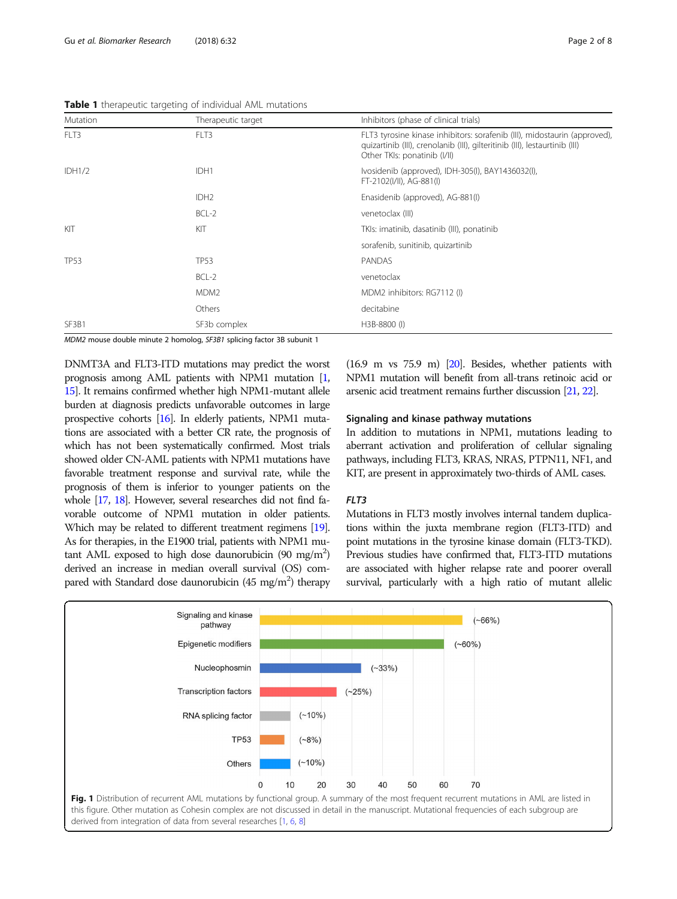**Table 1** therapeutic targeting of individual AML mutations

| Mutation | Therapeutic target | Inhibitors (phase of clinical trials) |
|---|---|---|
| FLT3 | FLT3 | FLT3 tyrosine kinase inhibitors: sorafenib (III), midostaurin (approved), quizartinib (III), crenolanib (III), gilteritinib (III), lestaurtinib (III) Other TKIs: ponatinib (I/II) |
| IDH1/2 | IDH1 | Ivosidenib (approved), IDH-305(I), BAY1436032(I), FT-2102(I/II), AG-881(I) |
| | IDH2 | Enasidenib (approved), AG-881(I) |
| | BCL-2 | venetoclax (III) |
| KIT | KIT | TKIs: imatinib, dasatinib (III), ponatinib |
| | | sorafenib, sunitinib, quizartinib |
| TP53 | TP53 | PANDAS |
| | BCL-2 | venetoclax |
| | MDM2 | MDM2 inhibitors: RG7112 (I) |
| | Others | decitabine |
| SF3B1 | SF3b complex | H3B-8800 (I) |

*MDM2* mouse double minute 2 homolog, *SF3B1* splicing factor 3B subunit 1

DNMT3A and FLT3-ITD mutations may predict the worst prognosis among AML patients with NPM1 mutation [1, 15]. It remains confirmed whether high NPM1-mutant allele burden at diagnosis predicts unfavorable outcomes in large prospective cohorts [16]. In elderly patients, NPM1 mutations are associated with a better CR rate, the prognosis of which has not been systematically confirmed. Most trials showed older CN-AML patients with NPM1 mutations have favorable treatment response and survival rate, while the prognosis of them is inferior to younger patients on the whole [17, 18]. However, several researches did not find favorable outcome of NPM1 mutation in older patients. Which may be related to different treatment regimens [19]. As for therapies, in the E1900 trial, patients with NPM1 mutant AML exposed to high dose daunorubicin (90 mg/m$^2$) derived an increase in median overall survival (OS) compared with Standard dose daunorubicin (45 mg/m$^2$) therapy (16.9 m vs 75.9 m) [20]. Besides, whether patients with NPM1 mutation will benefit from all-trans retinoic acid or arsenic acid treatment remains further discussion [21, 22].

### Signaling and kinase pathway mutations

In addition to mutations in NPM1, mutations leading to aberrant activation and proliferation of cellular signaling pathways, including FLT3, KRAS, NRAS, PTPN11, NF1, and KIT, are present in approximately two-thirds of AML cases.

#### *FLT3*

Mutations in FLT3 mostly involves internal tandem duplications within the juxta membrane region (FLT3-ITD) and point mutations in the tyrosine kinase domain (FLT3-TKD). Previous studies have confirmed that, FLT3-ITD mutations are associated with higher relapse rate and poorer overall survival, particularly with a high ratio of mutant allelic

| Functional group | Frequency |
|---|---|
| Signaling and kinase pathway | (~66%) |
| Epigenetic modifiers | (~60%) |
| Nucleophosmin | (~33%) |
| Transcription factors | (~25%) |
| RNA splicing factor | (~10%) |
| TP53 | (~8%) |
| Others | (~10%) |

**Fig. 1** Distribution of recurrent AML mutations by functional group. A summary of the most frequent recurrent mutations in AML are listed in this figure. Other mutation as Cohesin complex are not discussed in detail in the manuscript. Mutational frequencies of each subgroup are derived from integration of data from several researches [1, 6, 8]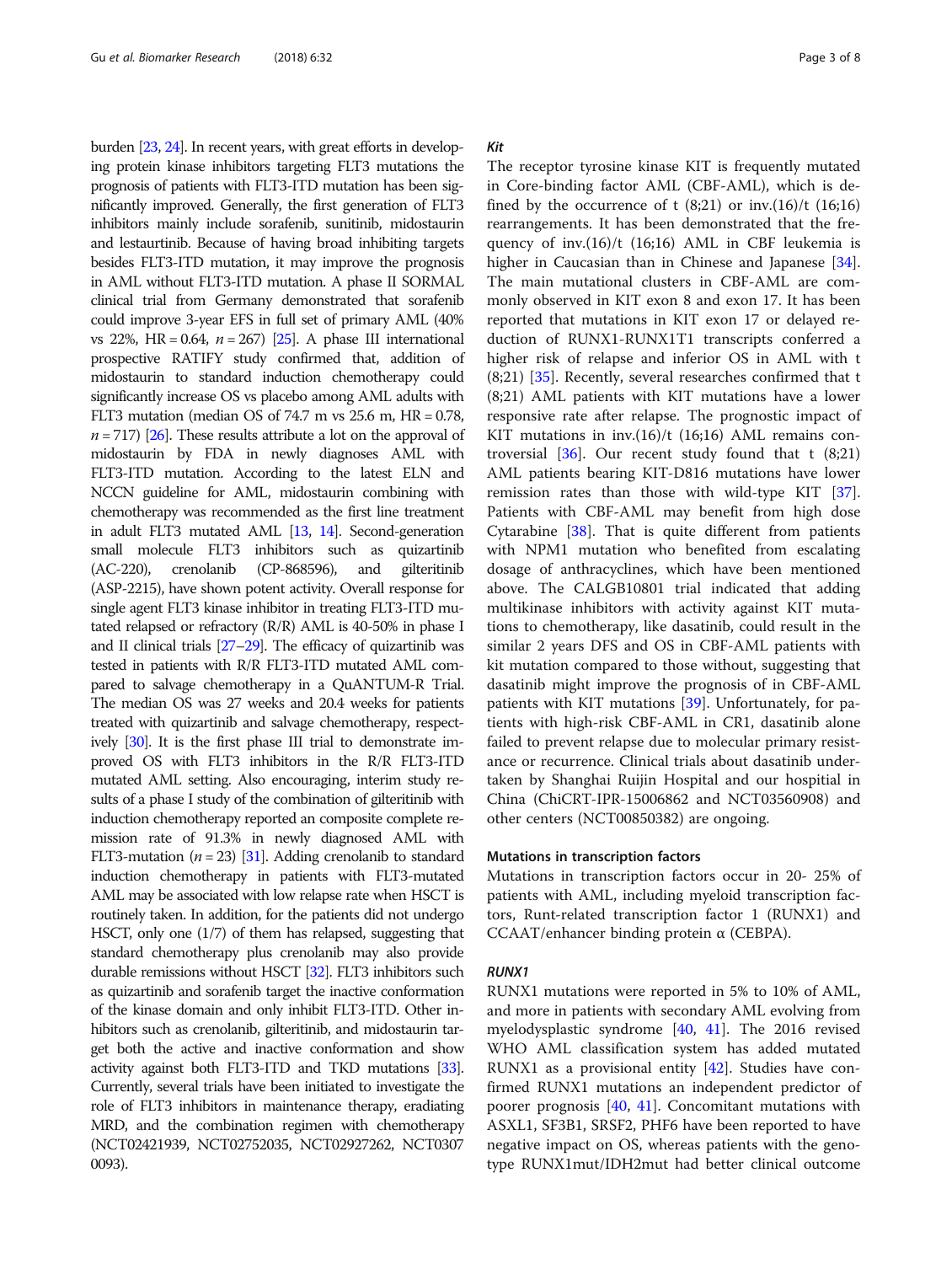burden [23, 24]. In recent years, with great efforts in developing protein kinase inhibitors targeting FLT3 mutations the prognosis of patients with FLT3-ITD mutation has been significantly improved. Generally, the first generation of FLT3 inhibitors mainly include sorafenib, sunitinib, midostaurin and lestaurtinib. Because of having broad inhibiting targets besides FLT3-ITD mutation, it may improve the prognosis in AML without FLT3-ITD mutation. A phase II SORMAL clinical trial from Germany demonstrated that sorafenib could improve 3-year EFS in full set of primary AML (40% vs 22%, HR = 0.64, $n = 267$) [25]. A phase III international prospective RATIFY study confirmed that, addition of midostaurin to standard induction chemotherapy could significantly increase OS vs placebo among AML adults with FLT3 mutation (median OS of 74.7 m vs 25.6 m, HR = 0.78, $n = 717$) [26]. These results attribute a lot on the approval of midostaurin by FDA in newly diagnoses AML with FLT3-ITD mutation. According to the latest ELN and NCCN guideline for AML, midostaurin combining with chemotherapy was recommended as the first line treatment in adult FLT3 mutated AML [13, 14]. Second-generation small molecule FLT3 inhibitors such as quizartinib (AC-220), crenolanib (CP-868596), and gilteritinib (ASP-2215), have shown potent activity. Overall response for single agent FLT3 kinase inhibitor in treating FLT3-ITD mutated relapsed or refractory (R/R) AML is 40-50% in phase I and II clinical trials [27–29]. The efficacy of quizartinib was tested in patients with R/R FLT3-ITD mutated AML compared to salvage chemotherapy in a QuANTUM-R Trial. The median OS was 27 weeks and 20.4 weeks for patients treated with quizartinib and salvage chemotherapy, respectively [30]. It is the first phase III trial to demonstrate improved OS with FLT3 inhibitors in the R/R FLT3-ITD mutated AML setting. Also encouraging, interim study results of a phase I study of the combination of gilteritinib with induction chemotherapy reported an composite complete remission rate of 91.3% in newly diagnosed AML with FLT3-mutation ($n = 23$) [31]. Adding crenolanib to standard induction chemotherapy in patients with FLT3-mutated AML may be associated with low relapse rate when HSCT is routinely taken. In addition, for the patients did not undergo HSCT, only one (1/7) of them has relapsed, suggesting that standard chemotherapy plus crenolanib may also provide durable remissions without HSCT [32]. FLT3 inhibitors such as quizartinib and sorafenib target the inactive conformation of the kinase domain and only inhibit FLT3-ITD. Other inhibitors such as crenolanib, gilteritinib, and midostaurin target both the active and inactive conformation and show activity against both FLT3-ITD and TKD mutations [33]. Currently, several trials have been initiated to investigate the role of FLT3 inhibitors in maintenance therapy, eradiating MRD, and the combination regimen with chemotherapy (NCT02421939, NCT02752035, NCT02927262, NCT03070093).

#### *Kit*

The receptor tyrosine kinase KIT is frequently mutated in Core-binding factor AML (CBF-AML), which is defined by the occurrence of t (8;21) or inv.(16)/t (16;16) rearrangements. It has been demonstrated that the frequency of inv.(16)/t (16;16) AML in CBF leukemia is higher in Caucasian than in Chinese and Japanese [34]. The main mutational clusters in CBF-AML are commonly observed in KIT exon 8 and exon 17. It has been reported that mutations in KIT exon 17 or delayed reduction of RUNX1-RUNX1T1 transcripts conferred a higher risk of relapse and inferior OS in AML with t (8;21) [35]. Recently, several researches confirmed that t (8;21) AML patients with KIT mutations have a lower responsive rate after relapse. The prognostic impact of KIT mutations in inv.(16)/t (16;16) AML remains controversial [36]. Our recent study found that t (8;21) AML patients bearing KIT-D816 mutations have lower remission rates than those with wild-type KIT [37]. Patients with CBF-AML may benefit from high dose Cytarabine [38]. That is quite different from patients with NPM1 mutation who benefited from escalating dosage of anthracyclines, which have been mentioned above. The CALGB10801 trial indicated that adding multikinase inhibitors with activity against KIT mutations to chemotherapy, like dasatinib, could result in the similar 2 years DFS and OS in CBF-AML patients with kit mutation compared to those without, suggesting that dasatinib might improve the prognosis of in CBF-AML patients with KIT mutations [39]. Unfortunately, for patients with high-risk CBF-AML in CR1, dasatinib alone failed to prevent relapse due to molecular primary resistance or recurrence. Clinical trials about dasatinib undertaken by Shanghai Ruijin Hospital and our hospital in China (ChiCRT-IPR-15006862 and NCT03560908) and other centers (NCT00850382) are ongoing.

### Mutations in transcription factors

Mutations in transcription factors occur in 20- 25% of patients with AML, including myeloid transcription factors, Runt-related transcription factor 1 (RUNX1) and CCAAT/enhancer binding protein α (CEBPA).

#### *RUNX1*

RUNX1 mutations were reported in 5% to 10% of AML, and more in patients with secondary AML evolving from myelodysplastic syndrome [40, 41]. The 2016 revised WHO AML classification system has added mutated RUNX1 as a provisional entity [42]. Studies have confirmed RUNX1 mutations an independent predictor of poorer prognosis [40, 41]. Concomitant mutations with ASXL1, SF3B1, SRSF2, PHF6 have been reported to have negative impact on OS, whereas patients with the genotype RUNX1mut/IDH2mut had better clinical outcome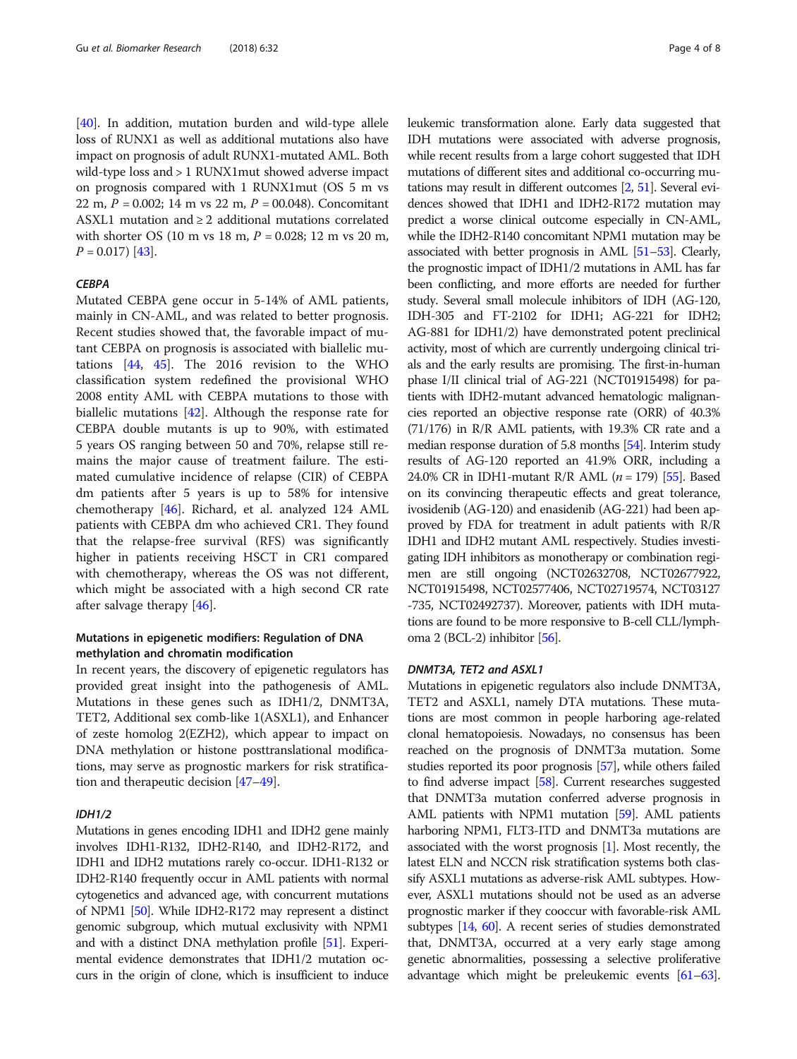[40]. In addition, mutation burden and wild-type allele loss of RUNX1 as well as additional mutations also have impact on prognosis of adult RUNX1-mutated AML. Both wild-type loss and > 1 RUNX1mut showed adverse impact on prognosis compared with 1 RUNX1mut (OS 5 m vs 22 m, $P = 0.002$; 14 m vs 22 m, $P = 00.048$). Concomitant ASXL1 mutation and ≥ 2 additional mutations correlated with shorter OS (10 m vs 18 m, $P = 0.028$; 12 m vs 20 m, $P = 0.017$) [43].

### *CEBPA*

Mutated CEBPA gene occur in 5-14% of AML patients, mainly in CN-AML, and was related to better prognosis. Recent studies showed that, the favorable impact of mutant CEBPA on prognosis is associated with biallelic mutations [44, 45]. The 2016 revision to the WHO classification system redefined the provisional WHO 2008 entity AML with CEBPA mutations to those with biallelic mutations [42]. Although the response rate for CEBPA double mutants is up to 90%, with estimated 5 years OS ranging between 50 and 70%, relapse still remains the major cause of treatment failure. The estimated cumulative incidence of relapse (CIR) of CEBPA dm patients after 5 years is up to 58% for intensive chemotherapy [46]. Richard, et al. analyzed 124 AML patients with CEBPA dm who achieved CR1. They found that the relapse-free survival (RFS) was significantly higher in patients receiving HSCT in CR1 compared with chemotherapy, whereas the OS was not different, which might be associated with a high second CR rate after salvage therapy [46].

## Mutations in epigenetic modifiers: Regulation of DNA methylation and chromatin modification

In recent years, the discovery of epigenetic regulators has provided great insight into the pathogenesis of AML. Mutations in these genes such as IDH1/2, DNMT3A, TET2, Additional sex comb-like 1(ASXL1), and Enhancer of zeste homolog 2(EZH2), which appear to impact on DNA methylation or histone posttranslational modifications, may serve as prognostic markers for risk stratification and therapeutic decision [47–49].

### *IDH1/2*

Mutations in genes encoding IDH1 and IDH2 gene mainly involves IDH1-R132, IDH2-R140, and IDH2-R172, and IDH1 and IDH2 mutations rarely co-occur. IDH1-R132 or IDH2-R140 frequently occur in AML patients with normal cytogenetics and advanced age, with concurrent mutations of NPM1 [50]. While IDH2-R172 may represent a distinct genomic subgroup, which mutual exclusivity with NPM1 and with a distinct DNA methylation profile [51]. Experimental evidence demonstrates that IDH1/2 mutation occurs in the origin of clone, which is insufficient to induce leukemic transformation alone. Early data suggested that IDH mutations were associated with adverse prognosis, while recent results from a large cohort suggested that IDH mutations of different sites and additional co-occurring mutations may result in different outcomes [2, 51]. Several evidences showed that IDH1 and IDH2-R172 mutation may predict a worse clinical outcome especially in CN-AML, while the IDH2-R140 concomitant NPM1 mutation may be associated with better prognosis in AML [51–53]. Clearly, the prognostic impact of IDH1/2 mutations in AML has far been conflicting, and more efforts are needed for further study. Several small molecule inhibitors of IDH (AG-120, IDH-305 and FT-2102 for IDH1; AG-221 for IDH2; AG-881 for IDH1/2) have demonstrated potent preclinical activity, most of which are currently undergoing clinical trials and the early results are promising. The first-in-human phase I/II clinical trial of AG-221 (NCT01915498) for patients with IDH2-mutant advanced hematologic malignancies reported an objective response rate (ORR) of 40.3% (71/176) in R/R AML patients, with 19.3% CR rate and a median response duration of 5.8 months [54]. Interim study results of AG-120 reported an 41.9% ORR, including a 24.0% CR in IDH1-mutant R/R AML ($n = 179$) [55]. Based on its convincing therapeutic effects and great tolerance, ivosidenib (AG-120) and enasidenib (AG-221) had been approved by FDA for treatment in adult patients with R/R IDH1 and IDH2 mutant AML respectively. Studies investigating IDH inhibitors as monotherapy or combination regimen are still ongoing (NCT02632708, NCT02677922, NCT01915498, NCT02577406, NCT02719574, NCT03127-735, NCT02492737). Moreover, patients with IDH mutations are found to be more responsive to B-cell CLL/lymphoma 2 (BCL-2) inhibitor [56].

### *DNMT3A, TET2 and ASXL1*

Mutations in epigenetic regulators also include DNMT3A, TET2 and ASXL1, namely DTA mutations. These mutations are most common in people harboring age-related clonal hematopoiesis. Nowadays, no consensus has been reached on the prognosis of DNMT3a mutation. Some studies reported its poor prognosis [57], while others failed to find adverse impact [58]. Current researches suggested that DNMT3a mutation conferred adverse prognosis in AML patients with NPM1 mutation [59]. AML patients harboring NPM1, FLT3-ITD and DNMT3a mutations are associated with the worst prognosis [1]. Most recently, the latest ELN and NCCN risk stratification systems both classify ASXL1 mutations as adverse-risk AML subtypes. However, ASXL1 mutations should not be used as an adverse prognostic marker if they cooccur with favorable-risk AML subtypes [14, 60]. A recent series of studies demonstrated that, DNMT3A, occurred at a very early stage among genetic abnormalities, possessing a selective proliferative advantage which might be preleukemic events [61–63].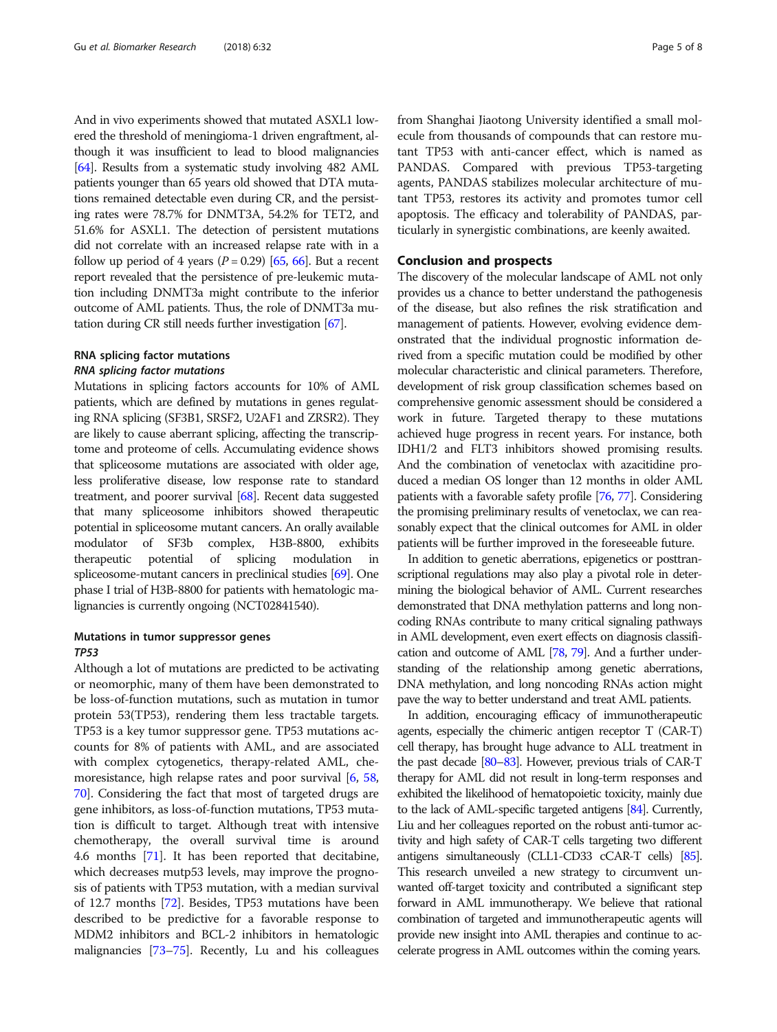And in vivo experiments showed that mutated ASXL1 lowered the threshold of meningioma-1 driven engraftment, although it was insufficient to lead to blood malignancies [64]. Results from a systematic study involving 482 AML patients younger than 65 years old showed that DTA mutations remained detectable even during CR, and the persisting rates were 78.7% for DNMT3A, 54.2% for TET2, and 51.6% for ASXL1. The detection of persistent mutations did not correlate with an increased relapse rate with in a follow up period of 4 years ($P = 0.29$) [65, 66]. But a recent report revealed that the persistence of pre-leukemic mutation including DNMT3a might contribute to the inferior outcome of AML patients. Thus, the role of DNMT3a mutation during CR still needs further investigation [67].

### RNA splicing factor mutations

#### *RNA splicing factor mutations*

Mutations in splicing factors accounts for 10% of AML patients, which are defined by mutations in genes regulating RNA splicing (SF3B1, SRSF2, U2AF1 and ZRSR2). They are likely to cause aberrant splicing, affecting the transcriptome and proteome of cells. Accumulating evidence shows that spliceosome mutations are associated with older age, less proliferative disease, low response rate to standard treatment, and poorer survival [68]. Recent data suggested that many spliceosome inhibitors showed therapeutic potential in spliceosome mutant cancers. An orally available modulator of SF3b complex, H3B-8800, exhibits therapeutic potential of splicing modulation in spliceosome-mutant cancers in preclinical studies [69]. One phase I trial of H3B-8800 for patients with hematologic malignancies is currently ongoing (NCT02841540).

### Mutations in tumor suppressor genes

#### *TP53*

Although a lot of mutations are predicted to be activating or neomorphic, many of them have been demonstrated to be loss-of-function mutations, such as mutation in tumor protein 53(TP53), rendering them less tractable targets. TP53 is a key tumor suppressor gene. TP53 mutations accounts for 8% of patients with AML, and are associated with complex cytogenetics, therapy-related AML, chemoresistance, high relapse rates and poor survival [6, 58, 70]. Considering the fact that most of targeted drugs are gene inhibitors, as loss-of-function mutations, TP53 mutation is difficult to target. Although treat with intensive chemotherapy, the overall survival time is around 4.6 months [71]. It has been reported that decitabine, which decreases mutp53 levels, may improve the prognosis of patients with TP53 mutation, with a median survival of 12.7 months [72]. Besides, TP53 mutations have been described to be predictive for a favorable response to MDM2 inhibitors and BCL-2 inhibitors in hematologic malignancies [73–75]. Recently, Lu and his colleagues from Shanghai Jiaotong University identified a small molecule from thousands of compounds that can restore mutant TP53 with anti-cancer effect, which is named as PANDAS. Compared with previous TP53-targeting agents, PANDAS stabilizes molecular architecture of mutant TP53, restores its activity and promotes tumor cell apoptosis. The efficacy and tolerability of PANDAS, particularly in synergistic combinations, are keenly awaited.

## Conclusion and prospects

The discovery of the molecular landscape of AML not only provides us a chance to better understand the pathogenesis of the disease, but also refines the risk stratification and management of patients. However, evolving evidence demonstrated that the individual prognostic information derived from a specific mutation could be modified by other molecular characteristic and clinical parameters. Therefore, development of risk group classification schemes based on comprehensive genomic assessment should be considered a work in future. Targeted therapy to these mutations achieved huge progress in recent years. For instance, both IDH1/2 and FLT3 inhibitors showed promising results. And the combination of venetoclax with azacitidine produced a median OS longer than 12 months in older AML patients with a favorable safety profile [76, 77]. Considering the promising preliminary results of venetoclax, we can reasonably expect that the clinical outcomes for AML in older patients will be further improved in the foreseeable future.

In addition to genetic aberrations, epigenetics or posttranscriptional regulations may also play a pivotal role in determining the biological behavior of AML. Current researches demonstrated that DNA methylation patterns and long noncoding RNAs contribute to many critical signaling pathways in AML development, even exert effects on diagnosis classification and outcome of AML [78, 79]. And a further understanding of the relationship among genetic aberrations, DNA methylation, and long noncoding RNAs action might pave the way to better understand and treat AML patients.

In addition, encouraging efficacy of immunotherapeutic agents, especially the chimeric antigen receptor T (CAR-T) cell therapy, has brought huge advance to ALL treatment in the past decade [80–83]. However, previous trials of CAR-T therapy for AML did not result in long-term responses and exhibited the likelihood of hematopoietic toxicity, mainly due to the lack of AML-specific targeted antigens [84]. Currently, Liu and her colleagues reported on the robust anti-tumor activity and high safety of CAR-T cells targeting two different antigens simultaneously (CLL1-CD33 cCAR-T cells) [85]. This research unveiled a new strategy to circumvent unwanted off-target toxicity and contributed a significant step forward in AML immunotherapy. We believe that rational combination of targeted and immunotherapeutic agents will provide new insight into AML therapies and continue to accelerate progress in AML outcomes within the coming years.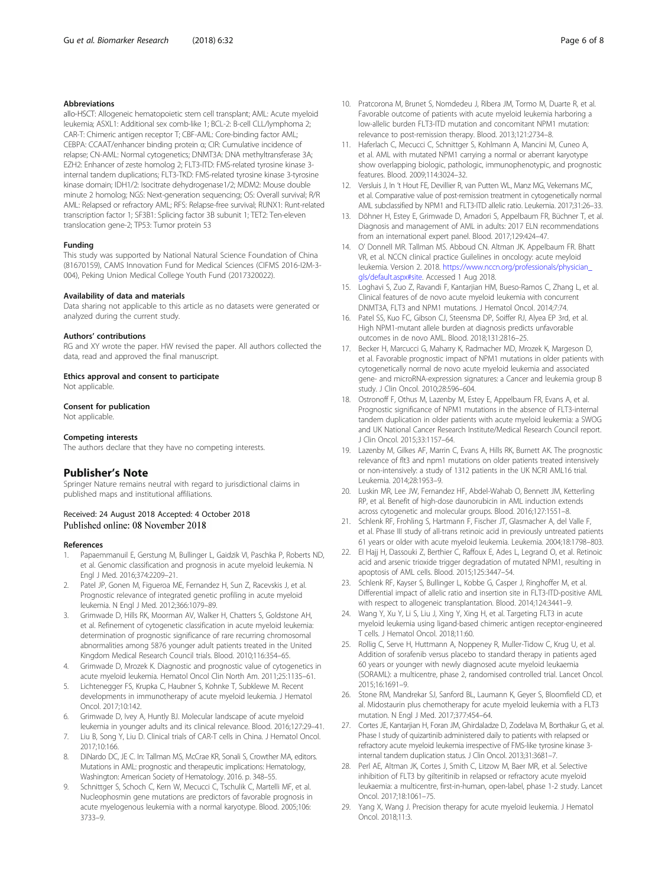### Abbreviations

allo-HSCT: Allogeneic hematopoietic stem cell transplant; AML: Acute myeloid leukemia; ASXL1: Additional sex comb-like 1; BCL-2: B-cell CLL/lymphoma 2; CAR-T: Chimeric antigen receptor T; CBF-AML: Core-binding factor AML; CEBPA: CCAAT/enhancer binding protein α; CIR: Cumulative incidence of relapse; CN-AML: Normal cytogenetics; DNMT3A: DNA methyltransferase 3A; EZH2: Enhancer of zeste homolog 2; FLT3-ITD: FMS-related tyrosine kinase 3-internal tandem duplications; FLT3-TKD: FMS-related tyrosine kinase 3-tyrosine kinase domain; IDH1/2: Isocitrate dehydrogenase1/2; MDM2: Mouse double minute 2 homolog; NGS: Next-generation sequencing; OS: Overall survival; R/R AML: Relapsed or refractory AML; RFS: Relapse-free survival; RUNX1: Runt-related transcription factor 1; SF3B1: Splicing factor 3B subunit 1; TET2: Ten-eleven translocation gene-2; TP53: Tumor protein 53

### Funding

This study was supported by National Natural Science Foundation of China (81670159), CAMS Innovation Fund for Medical Sciences (CIFMS 2016-I2M-3-004), Peking Union Medical College Youth Fund (2017320022).

### Availability of data and materials

Data sharing not applicable to this article as no datasets were generated or analyzed during the current study.

### Authors' contributions

RG and XY wrote the paper. HW revised the paper. All authors collected the data, read and approved the final manuscript.

### Ethics approval and consent to participate

Not applicable.

### Consent for publication

Not applicable.

### Competing interests

The authors declare that they have no competing interests.

## Publisher's Note

Springer Nature remains neutral with regard to jurisdictional claims in published maps and institutional affiliations.

Received: 24 August 2018 Accepted: 4 October 2018
Published online: 08 November 2018

### References

1. Papaemmanuil E, Gerstung M, Bullinger L, Gaidzik VI, Paschka P, Roberts ND, et al. Genomic classification and prognosis in acute myeloid leukemia. N Engl J Med. 2016;374:2209–21.
2. Patel JP, Gonen M, Figueroa ME, Fernandez H, Sun Z, Racevskis J, et al. Prognostic relevance of integrated genetic profiling in acute myeloid leukemia. N Engl J Med. 2012;366:1079–89.
3. Grimwade D, Hills RK, Moorman AV, Walker H, Chatters S, Goldstone AH, et al. Refinement of cytogenetic classification in acute myeloid leukemia: determination of prognostic significance of rare recurring chromosomal abnormalities among 5876 younger adult patients treated in the United Kingdom Medical Research Council trials. Blood. 2010;116:354–65.
4. Grimwade D, Mrozek K. Diagnostic and prognostic value of cytogenetics in acute myeloid leukemia. Hematol Oncol Clin North Am. 2011;25:1135–61.
5. Lichtenegger FS, Krupka C, Haubner S, Kohnke T, Subklewe M. Recent developments in immunotherapy of acute myeloid leukemia. J Hematol Oncol. 2017;10:142.
6. Grimwade D, Ivey A, Huntly BJ. Molecular landscape of acute myeloid leukemia in younger adults and its clinical relevance. Blood. 2016;127:29–41.
7. Liu B, Song Y, Liu D. Clinical trials of CAR-T cells in China. J Hematol Oncol. 2017;10:166.
8. DiNardo DC, JE C. In: Tallman MS, McCrae KR, Sonali S, Crowther MA, editors. Mutations in AML: prognostic and therapeutic implications: Hematology, Washington: American Society of Hematology. 2016. p. 348–55.
9. Schnittger S, Schoch C, Kern W, Mecucci C, Tschulik C, Martelli MF, et al. Nucleophosmin gene mutations are predictors of favorable prognosis in acute myelogenous leukemia with a normal karyotype. Blood. 2005;106: 3733–9.
10. Pratcorona M, Brunet S, Nomdedeu J, Ribera JM, Tormo M, Duarte R, et al. Favorable outcome of patients with acute myeloid leukemia harboring a low-allelic burden FLT3-ITD mutation and concomitant NPM1 mutation: relevance to post-remission therapy. Blood. 2013;121:2734–8.
11. Haferlach C, Mecucci C, Schnittger S, Kohlmann A, Mancini M, Cuneo A, et al. AML with mutated NPM1 carrying a normal or aberrant karyotype show overlapping biologic, pathologic, immunophenotypic, and prognostic features. Blood. 2009;114:3024–32.
12. Versluis J, In 't Hout FE, Devillier R, van Putten WL, Manz MG, Vekemans MC, et al. Comparative value of post-remission treatment in cytogenetically normal AML subclassified by NPM1 and FLT3-ITD allelic ratio. Leukemia. 2017;31:26–33.
13. Döhner H, Estey E, Grimwade D, Amadori S, Appelbaum FR, Büchner T, et al. Diagnosis and management of AML in adults: 2017 ELN recommendations from an international expert panel. Blood. 2017;129:424–47.
14. O' Donnell MR. Tallman MS. Abboud CN. Altman JK. Appelbaum FR. Bhatt VR, et al. NCCN clinical practice Guilelines in oncology: acute meyloid leukemia. Version 2. 2018. https://www.nccn.org/professionals/physician_gls/default.aspx#site. Accessed 1 Aug 2018.
15. Loghavi S, Zuo Z, Ravandi F, Kantarjian HM, Bueso-Ramos C, Zhang L, et al. Clinical features of de novo acute myeloid leukemia with concurrent DNMT3A, FLT3 and NPM1 mutations. J Hematol Oncol. 2014;7:74.
16. Patel SS, Kuo FC, Gibson CJ, Steensma DP, Soiffer RJ, Alyea EP 3rd, et al. High NPM1-mutant allele burden at diagnosis predicts unfavorable outcomes in de novo AML. Blood. 2018;131:2816–25.
17. Becker H, Marcucci G, Maharry K, Radmacher MD, Mrozek K, Margeson D, et al. Favorable prognostic impact of NPM1 mutations in older patients with cytogenetically normal de novo acute myeloid leukemia and associated gene- and microRNA-expression signatures: a Cancer and leukemia group B study. J Clin Oncol. 2010;28:596–604.
18. Ostronoff F, Othus M, Lazenby M, Estey E, Appelbaum FR, Evans A, et al. Prognostic significance of NPM1 mutations in the absence of FLT3-internal tandem duplication in older patients with acute myeloid leukemia: a SWOG and UK National Cancer Research Institute/Medical Research Council report. J Clin Oncol. 2015;33:1157–64.
19. Lazenby M, Gilkes AF, Marrin C, Evans A, Hills RK, Burnett AK. The prognostic relevance of flt3 and npm1 mutations on older patients treated intensively or non-intensively: a study of 1312 patients in the UK NCRI AML16 trial. Leukemia. 2014;28:1953–9.
20. Luskin MR, Lee JW, Fernandez HF, Abdel-Wahab O, Bennett JM, Ketterling RP, et al. Benefit of high-dose daunorubicin in AML induction extends across cytogenetic and molecular groups. Blood. 2016;127:1551–8.
21. Schlenk RF, Frohling S, Hartmann F, Fischer JT, Glasmacher A, del Valle F, et al. Phase III study of all-trans retinoic acid in previously untreated patients 61 years or older with acute myeloid leukemia. Leukemia. 2004;18:1798–803.
22. El Hajj H, Dassouki Z, Berthier C, Raffoux E, Ades L, Legrand O, et al. Retinoic acid and arsenic trioxide trigger degradation of mutated NPM1, resulting in apoptosis of AML cells. Blood. 2015;125:3447–54.
23. Schlenk RF, Kayser S, Bullinger L, Kobbe G, Casper J, Ringhoffer M, et al. Differential impact of allelic ratio and insertion site in FLT3-ITD-positive AML with respect to allogeneic transplantation. Blood. 2014;124:3441–9.
24. Wang Y, Xu Y, Li S, Liu J, Xing Y, Xing H, et al. Targeting FLT3 in acute myeloid leukemia using ligand-based chimeric antigen receptor-engineered T cells. J Hematol Oncol. 2018;11:60.
25. Rollig C, Serve H, Huttmann A, Noppeney R, Muller-Tidow C, Krug U, et al. Addition of sorafenib versus placebo to standard therapy in patients aged 60 years or younger with newly diagnosed acute myeloid leukaemia (SORAML): a multicentre, phase 2, randomised controlled trial. Lancet Oncol. 2015;16:1691–9.
26. Stone RM, Mandrekar SJ, Sanford BL, Laumann K, Geyer S, Bloomfield CD, et al. Midostaurin plus chemotherapy for acute myeloid leukemia with a FLT3 mutation. N Engl J Med. 2017;377:454–64.
27. Cortes JE, Kantarjian H, Foran JM, Ghirdaladze D, Zodelava M, Borthakur G, et al. Phase I study of quizartinib administered daily to patients with relapsed or refractory acute myeloid leukemia irrespective of FMS-like tyrosine kinase 3-internal tandem duplication status. J Clin Oncol. 2013;31:3681–7.
28. Perl AE, Altman JK, Cortes J, Smith C, Litzow M, Baer MR, et al. Selective inhibition of FLT3 by gilteritinib in relapsed or refractory acute myeloid leukaemia: a multicentre, first-in-human, open-label, phase 1-2 study. Lancet Oncol. 2017;18:1061–75.
29. Yang X, Wang J. Precision therapy for acute myeloid leukemia. J Hematol Oncol. 2018;11:3.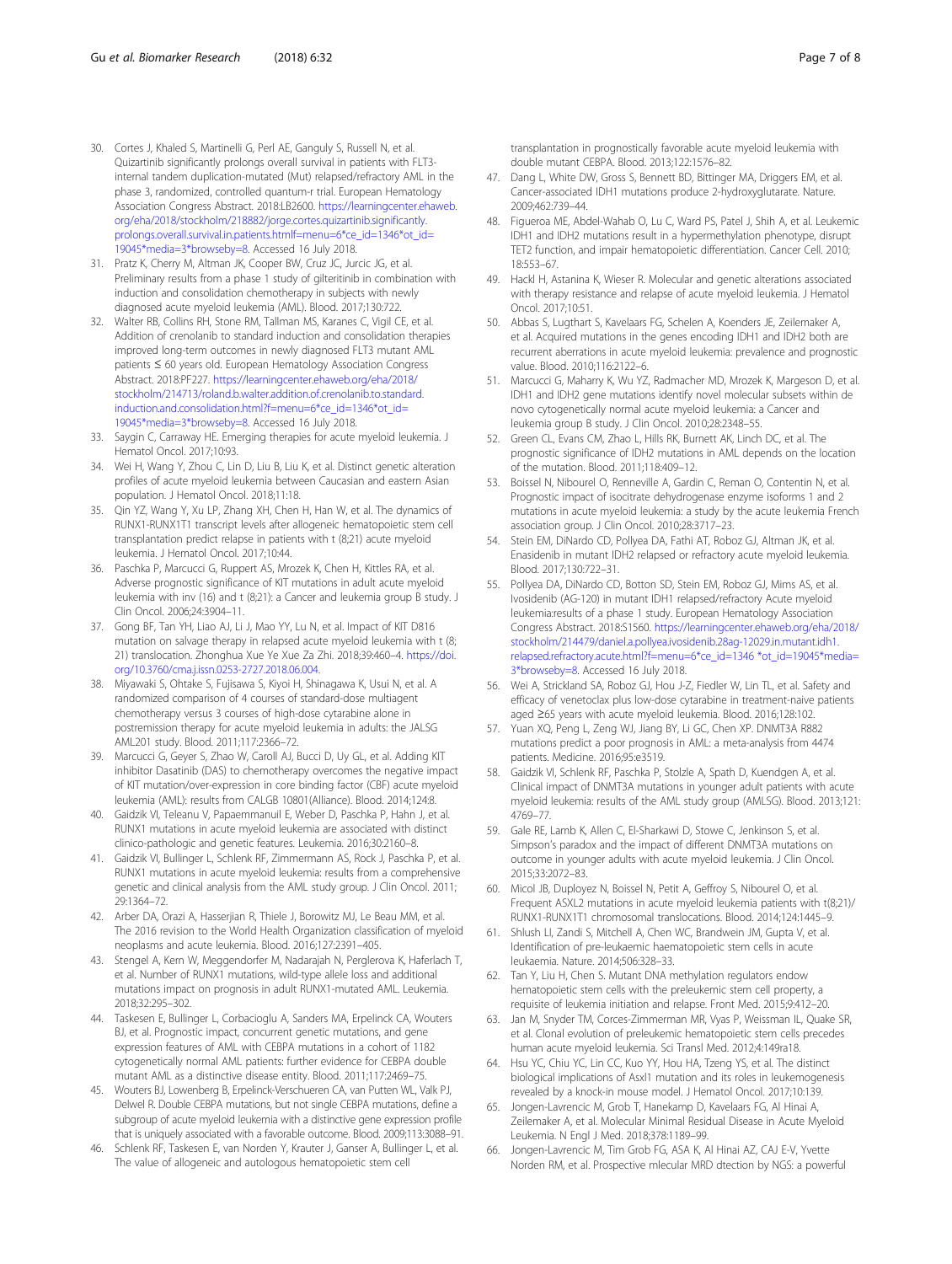30. Cortes J, Khaled S, Martinelli G, Perl AE, Ganguly S, Russell N, et al. Quizartinib significantly prolongs overall survival in patients with FLT3-internal tandem duplication-mutated (Mut) relapsed/refractory AML in the phase 3, randomized, controlled quantum-r trial. European Hematology Association Congress Abstract. 2018:LB2600. https://learningcenter.ehaweb.org/eha/2018/stockholm/218882/jorge.cortes.quizartinib.significantly.prolongs.overall.survival.in.patients.html?f=menu=6*ce_id=1346*ot_id=19045*media=3*browseby=8. Accessed 16 July 2018.
31. Pratz K, Cherry M, Altman JK, Cooper BW, Cruz JC, Jurcic JG, et al. Preliminary results from a phase 1 study of gilteritinib in combination with induction and consolidation chemotherapy in subjects with newly diagnosed acute myeloid leukemia (AML). Blood. 2017;130:722.
32. Walter RB, Collins RH, Stone RM, Tallman MS, Karanes C, Vigil CE, et al. Addition of crenolanib to standard induction and consolidation therapies improved long-term outcomes in newly diagnosed FLT3 mutant AML patients ≤ 60 years old. European Hematology Association Congress Abstract. 2018:PF227. https://learningcenter.ehaweb.org/eha/2018/stockholm/214713/roland.b.walter.addition.of.crenolanib.to.standard.induction.and.consolidation.html?f=menu=6*ce_id=1346*ot_id=19045*media=3*browseby=8. Accessed 16 July 2018.
33. Saygin C, Carraway HE. Emerging therapies for acute myeloid leukemia. J Hematol Oncol. 2017;10:93.
34. Wei H, Wang Y, Zhou C, Lin D, Liu B, Liu K, et al. Distinct genetic alteration profiles of acute myeloid leukemia between Caucasian and eastern Asian population. J Hematol Oncol. 2018;11:18.
35. Qin YZ, Wang Y, Xu LP, Zhang XH, Chen H, Han W, et al. The dynamics of RUNX1-RUNX1T1 transcript levels after allogeneic hematopoietic stem cell transplantation predict relapse in patients with t (8;21) acute myeloid leukemia. J Hematol Oncol. 2017;10:44.
36. Paschka P, Marcucci G, Ruppert AS, Mrozek K, Chen H, Kittles RA, et al. Adverse prognostic significance of KIT mutations in adult acute myeloid leukemia with inv (16) and t (8;21): a Cancer and leukemia group B study. J Clin Oncol. 2006;24:3904–11.
37. Gong BF, Tan YH, Liao AJ, Li J, Mao YY, Lu N, et al. Impact of KIT D816 mutation on salvage therapy in relapsed acute myeloid leukemia with t (8; 21) translocation. Zhonghua Xue Ye Xue Za Zhi. 2018;39:460–4. https://doi.org/10.3760/cma.j.issn.0253-2727.2018.06.004.
38. Miyawaki S, Ohtake S, Fujisawa S, Kiyoi H, Shinagawa K, Usui N, et al. A randomized comparison of 4 courses of standard-dose multiagent chemotherapy versus 3 courses of high-dose cytarabine alone in postremission therapy for acute myeloid leukemia in adults: the JALSG AML201 study. Blood. 2011;117:2366–72.
39. Marcucci G, Geyer S, Zhao W, Caroll AJ, Bucci D, Uy GL, et al. Adding KIT inhibitor Dasatinib (DAS) to chemotherapy overcomes the negative impact of KIT mutation/over-expression in core binding factor (CBF) acute myeloid leukemia (AML): results from CALGB 10801(Alliance). Blood. 2014;124:8.
40. Gaidzik VI, Teleanu V, Papaemmanuil E, Weber D, Paschka P, Hahn J, et al. RUNX1 mutations in acute myeloid leukemia are associated with distinct clinico-pathologic and genetic features. Leukemia. 2016;30:2160–8.
41. Gaidzik VI, Bullinger L, Schlenk RF, Zimmermann AS, Rock J, Paschka P, et al. RUNX1 mutations in acute myeloid leukemia: results from a comprehensive genetic and clinical analysis from the AML study group. J Clin Oncol. 2011; 29:1364–72.
42. Arber DA, Orazi A, Hasserjian R, Thiele J, Borowitz MJ, Le Beau MM, et al. The 2016 revision to the World Health Organization classification of myeloid neoplasms and acute leukemia. Blood. 2016;127:2391–405.
43. Stengel A, Kern W, Meggendorfer M, Nadarajah N, Perglerova K, Haferlach T, et al. Number of RUNX1 mutations, wild-type allele loss and additional mutations impact on prognosis in adult RUNX1-mutated AML. Leukemia. 2018;32:295–302.
44. Taskesen E, Bullinger L, Corbacioglu A, Sanders MA, Erpelinck CA, Wouters BJ, et al. Prognostic impact, concurrent genetic mutations, and gene expression features of AML with CEBPA mutations in a cohort of 1182 cytogenetically normal AML patients: further evidence for CEBPA double mutant AML as a distinctive disease entity. Blood. 2011;117:2469–75.
45. Wouters BJ, Lowenberg B, Erpelinck-Verschueren CA, van Putten WL, Valk PJ, Delwel R. Double CEBPA mutations, but not single CEBPA mutations, define a subgroup of acute myeloid leukemia with a distinctive gene expression profile that is uniquely associated with a favorable outcome. Blood. 2009;113:3088–91.
46. Schlenk RF, Taskesen E, van Norden Y, Krauter J, Ganser A, Bullinger L, et al. The value of allogeneic and autologous hematopoietic stem cell transplantation in prognostically favorable acute myeloid leukemia with double mutant CEBPA. Blood. 2013;122:1576–82.
47. Dang L, White DW, Gross S, Bennett BD, Bittinger MA, Driggers EM, et al. Cancer-associated IDH1 mutations produce 2-hydroxyglutarate. Nature. 2009;462:739–44.
48. Figueroa ME, Abdel-Wahab O, Lu C, Ward PS, Patel J, Shih A, et al. Leukemic IDH1 and IDH2 mutations result in a hypermethylation phenotype, disrupt TET2 function, and impair hematopoietic differentiation. Cancer Cell. 2010; 18:553–67.
49. Hackl H, Astanina K, Wieser R. Molecular and genetic alterations associated with therapy resistance and relapse of acute myeloid leukemia. J Hematol Oncol. 2017;10:51.
50. Abbas S, Lugthart S, Kavelaars FG, Schelen A, Koenders JE, Zeilemaker A, et al. Acquired mutations in the genes encoding IDH1 and IDH2 both are recurrent aberrations in acute myeloid leukemia: prevalence and prognostic value. Blood. 2010;116:2122–6.
51. Marcucci G, Maharry K, Wu YZ, Radmacher MD, Mrozek K, Margeson D, et al. IDH1 and IDH2 gene mutations identify novel molecular subsets within de novo cytogenetically normal acute myeloid leukemia: a Cancer and leukemia group B study. J Clin Oncol. 2010;28:2348–55.
52. Green CL, Evans CM, Zhao L, Hills RK, Burnett AK, Linch DC, et al. The prognostic significance of IDH2 mutations in AML depends on the location of the mutation. Blood. 2011;118:409–12.
53. Boissel N, Nibourel O, Renneville A, Gardin C, Reman O, Contentin N, et al. Prognostic impact of isocitrate dehydrogenase enzyme isoforms 1 and 2 mutations in acute myeloid leukemia: a study by the acute leukemia French association group. J Clin Oncol. 2010;28:3717–23.
54. Stein EM, DiNardo CD, Pollyea DA, Fathi AT, Roboz GJ, Altman JK, et al. Enasidenib in mutant IDH2 relapsed or refractory acute myeloid leukemia. Blood. 2017;130:722–31.
55. Pollyea DA, DiNardo CD, Botton SD, Stein EM, Roboz GJ, Mims AS, et al. Ivosidenib (AG-120) in mutant IDH1 relapsed/refractory Acute myeloid leukemia:results of a phase 1 study. European Hematology Association Congress Abstract. 2018:S1560. https://learningcenter.ehaweb.org/eha/2018/stockholm/214479/daniel.a.pollyea.ivosidenib.28ag-12029.in.mutant.idh1.relapsed.refractory.acute.html?f=menu=6*ce_id=1346 *ot_id=19045*media=3*browseby=8. Accessed 16 July 2018.
56. Wei A, Strickland SA, Roboz GJ, Hou J-Z, Fiedler W, Lin TL, et al. Safety and efficacy of venetoclax plus low-dose cytarabine in treatment-naive patients aged ≥65 years with acute myeloid leukemia. Blood. 2016;128:102.
57. Yuan XQ, Peng L, Zeng WJ, Jiang BY, Li GC, Chen XP. DNMT3A R882 mutations predict a poor prognosis in AML: a meta-analysis from 4474 patients. Medicine. 2016;95:e3519.
58. Gaidzik VI, Schlenk RF, Paschka P, Stolzle A, Spath D, Kuendgen A, et al. Clinical impact of DNMT3A mutations in younger adult patients with acute myeloid leukemia: results of the AML study group (AMLSG). Blood. 2013;121: 4769–77.
59. Gale RE, Lamb K, Allen C, El-Sharkawi D, Stowe C, Jenkinson S, et al. Simpson's paradox and the impact of different DNMT3A mutations on outcome in younger adults with acute myeloid leukemia. J Clin Oncol. 2015;33:2072–83.
60. Micol JB, Duployez N, Boissel N, Petit A, Geffroy S, Nibourel O, et al. Frequent ASXL2 mutations in acute myeloid leukemia patients with t(8;21)/ RUNX1-RUNX1T1 chromosomal translocations. Blood. 2014;124:1445–9.
61. Shlush LI, Zandi S, Mitchell A, Chen WC, Brandwein JM, Gupta V, et al. Identification of pre-leukaemic haematopoietic stem cells in acute leukaemia. Nature. 2014;506:328–33.
62. Tan Y, Liu H, Chen S. Mutant DNA methylation regulators endow hematopoietic stem cells with the preleukemic stem cell property, a requisite of leukemia initiation and relapse. Front Med. 2015;9:412–20.
63. Jan M, Snyder TM, Corces-Zimmerman MR, Vyas P, Weissman IL, Quake SR, et al. Clonal evolution of preleukemic hematopoietic stem cells precedes human acute myeloid leukemia. Sci Transl Med. 2012;4:149ra18.
64. Hsu YC, Chiu YC, Lin CC, Kuo YY, Hou HA, Tzeng YS, et al. The distinct biological implications of Asxl1 mutation and its roles in leukemogenesis revealed by a knock-in mouse model. J Hematol Oncol. 2017;10:139.
65. Jongen-Lavrencic M, Grob T, Hanekamp D, Kavelaars FG, Al Hinai A, Zeilemaker A, et al. Molecular Minimal Residual Disease in Acute Myeloid Leukemia. N Engl J Med. 2018;378:1189–99.
66. Jongen-Lavrencic M, Tim Grob FG, ASA K, Al Hinai AZ, CAJ E-V, Yvette Norden RM, et al. Prospective mlecular MRD dtection by NGS: a powerful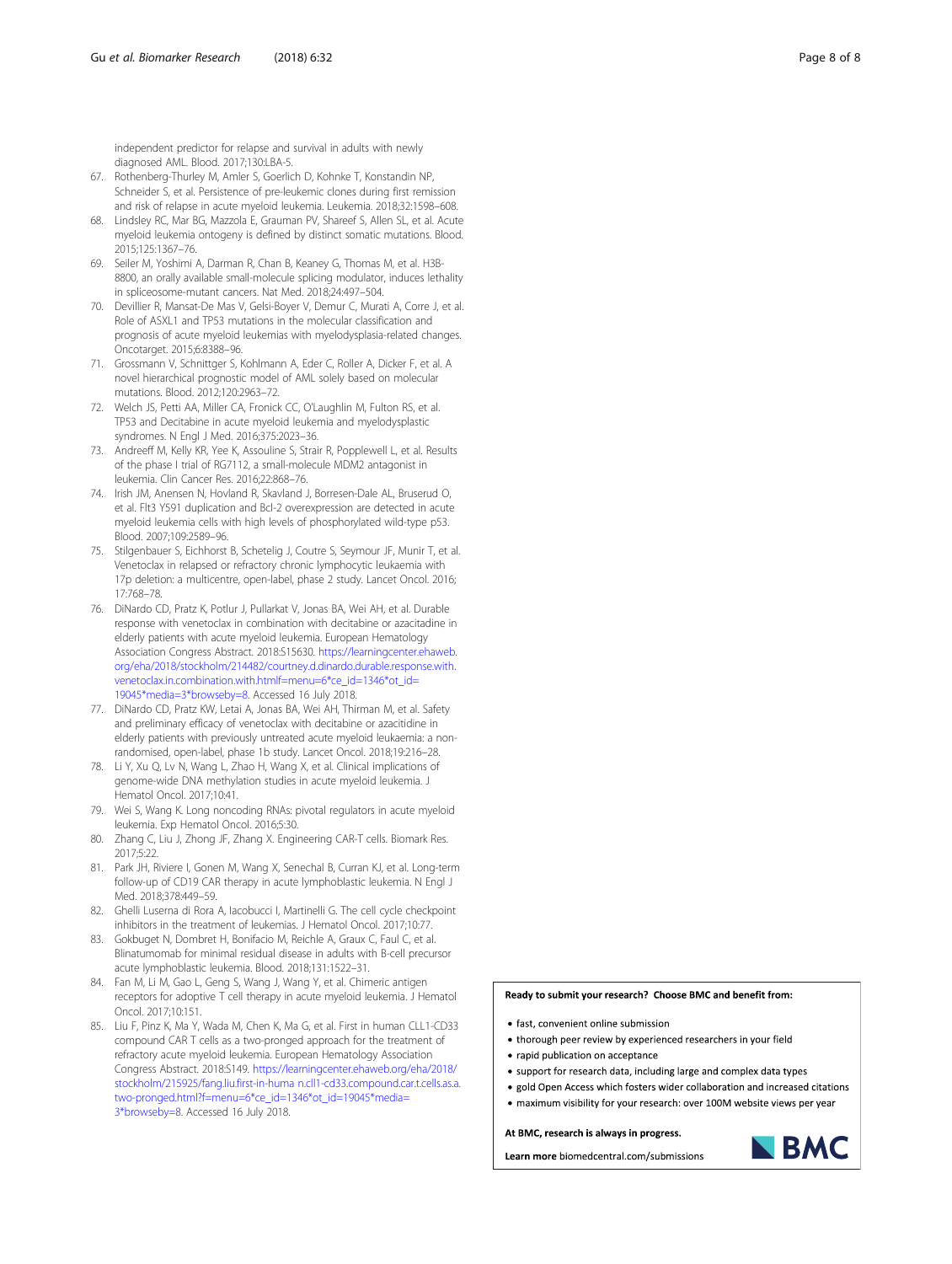independent predictor for relapse and survival in adults with newly diagnosed AML. Blood. 2017;130:LBA-5.

67. Rothenberg-Thurley M, Amler S, Goerlich D, Kohnke T, Konstandin NP, Schneider S, et al. Persistence of pre-leukemic clones during first remission and risk of relapse in acute myeloid leukemia. Leukemia. 2018;32:1598–608.
68. Lindsley RC, Mar BG, Mazzola E, Grauman PV, Shareef S, Allen SL, et al. Acute myeloid leukemia ontogeny is defined by distinct somatic mutations. Blood. 2015;125:1367–76.
69. Seiler M, Yoshimi A, Darman R, Chan B, Keaney G, Thomas M, et al. H3B-8800, an orally available small-molecule splicing modulator, induces lethality in spliceosome-mutant cancers. Nat Med. 2018;24:497–504.
70. Devillier R, Mansat-De Mas V, Gelsi-Boyer V, Demur C, Murati A, Corre J, et al. Role of ASXL1 and TP53 mutations in the molecular classification and prognosis of acute myeloid leukemias with myelodysplasia-related changes. Oncotarget. 2015;6:8388–96.
71. Grossmann V, Schnittger S, Kohlmann A, Eder C, Roller A, Dicker F, et al. A novel hierarchical prognostic model of AML solely based on molecular mutations. Blood. 2012;120:2963–72.
72. Welch JS, Petti AA, Miller CA, Fronick CC, O'Laughlin M, Fulton RS, et al. TP53 and Decitabine in acute myeloid leukemia and myelodysplastic syndromes. N Engl J Med. 2016;375:2023–36.
73. Andreeff M, Kelly KR, Yee K, Assouline S, Strair R, Popplewell L, et al. Results of the phase I trial of RG7112, a small-molecule MDM2 antagonist in leukemia. Clin Cancer Res. 2016;22:868–76.
74. Irish JM, Anensen N, Hovland R, Skavland J, Borresen-Dale AL, Bruserud O, et al. Flt3 Y591 duplication and Bcl-2 overexpression are detected in acute myeloid leukemia cells with high levels of phosphorylated wild-type p53. Blood. 2007;109:2589–96.
75. Stilgenbauer S, Eichhorst B, Schetelig J, Coutre S, Seymour JF, Munir T, et al. Venetoclax in relapsed or refractory chronic lymphocytic leukaemia with 17p deletion: a multicentre, open-label, phase 2 study. Lancet Oncol. 2016; 17:768–78.
76. DiNardo CD, Pratz K, Potlur J, Pullarkat V, Jonas BA, Wei AH, et al. Durable response with venetoclax in combination with decitabine or azacitadine in elderly patients with acute myeloid leukemia. European Hematology Association Congress Abstract. 2018:S15630. https://learningcenter.ehaweb.org/eha/2018/stockholm/214482/courtney.d.dinardo.durable.response.with.venetoclax.in.combination.with.html?f=menu=6*ce_id=1346*ot_id=19045*media=3*browseby=8. Accessed 16 July 2018.
77. DiNardo CD, Pratz KW, Letai A, Jonas BA, Wei AH, Thirman M, et al. Safety and preliminary efficacy of venetoclax with decitabine or azacitidine in elderly patients with previously untreated acute myeloid leukaemia: a non-randomised, open-label, phase 1b study. Lancet Oncol. 2018;19:216–28.
78. Li Y, Xu Q, Lv N, Wang L, Zhao H, Wang X, et al. Clinical implications of genome-wide DNA methylation studies in acute myeloid leukemia. J Hematol Oncol. 2017;10:41.
79. Wei S, Wang K. Long noncoding RNAs: pivotal regulators in acute myeloid leukemia. Exp Hematol Oncol. 2016;5:30.
80. Zhang C, Liu J, Zhong JF, Zhang X. Engineering CAR-T cells. Biomark Res. 2017;5:22.
81. Park JH, Riviere I, Gonen M, Wang X, Senechal B, Curran KJ, et al. Long-term follow-up of CD19 CAR therapy in acute lymphoblastic leukemia. N Engl J Med. 2018;378:449–59.
82. Ghelli Luserna di Rora A, Iacobucci I, Martinelli G. The cell cycle checkpoint inhibitors in the treatment of leukemias. J Hematol Oncol. 2017;10:77.
83. Gokbuget N, Dombret H, Bonifacio M, Reichle A, Graux C, Faul C, et al. Blinatumomab for minimal residual disease in adults with B-cell precursor acute lymphoblastic leukemia. Blood. 2018;131:1522–31.
84. Fan M, Li M, Gao L, Geng S, Wang J, Wang Y, et al. Chimeric antigen receptors for adoptive T cell therapy in acute myeloid leukemia. J Hematol Oncol. 2017;10:151.
85. Liu F, Pinz K, Ma Y, Wada M, Chen K, Ma G, et al. First in human CLL1-CD33 compound CAR T cells as a two-pronged approach for the treatment of refractory acute myeloid leukemia. European Hematology Association Congress Abstract. 2018:S149. https://learningcenter.ehaweb.org/eha/2018/stockholm/215925/fang.liu.first-in-huma n.cll1-cd33.compound.car.t.cells.as.a.two-pronged.html?f=menu=6*ce_id=1346*ot_id=19045*media=3*browseby=8. Accessed 16 July 2018.

**Ready to submit your research? Choose BMC and benefit from:**

- fast, convenient online submission
- thorough peer review by experienced researchers in your field
- rapid publication on acceptance
- support for research data, including large and complex data types
- gold Open Access which fosters wider collaboration and increased citations
- maximum visibility for your research: over 100M website views per year

**At BMC, research is always in progress.**

**Learn more** biomedcentral.com/submissions

BMC